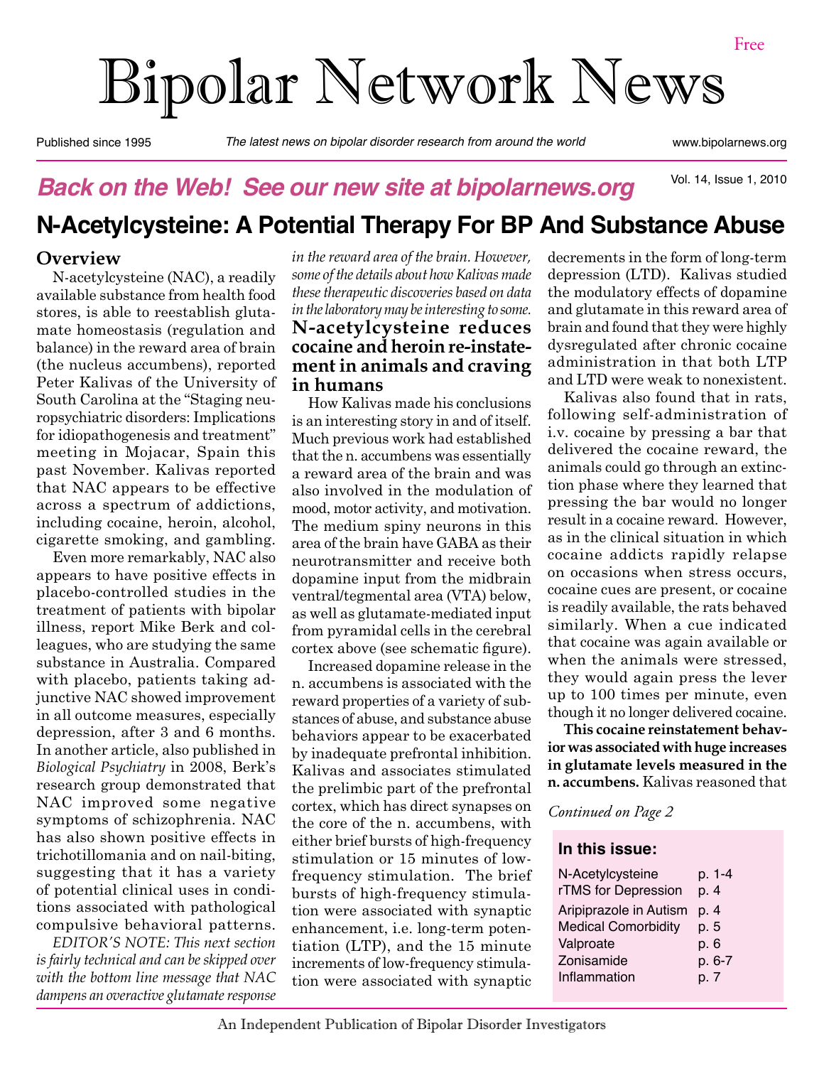Free

# Bipolar Network News

Published since 1995 — *The latest news on bipolar disorder research from around the world* — www.bipolarnews.org

***Back on the Web! See our new site at bipolarnews.org***

Vol. 14, Issue 1, 2010

## N-Acetylcysteine: A Potential Therapy For BP And Substance Abuse

### Overview

N-acetylcysteine (NAC), a readily available substance from health food stores, is able to reestablish glutamate homeostasis (regulation and balance) in the reward area of brain (the nucleus accumbens), reported Peter Kalivas of the University of South Carolina at the "Staging neuropsychiatric disorders: Implications for idiopathogenesis and treatment" meeting in Mojacar, Spain this past November. Kalivas reported that NAC appears to be effective across a spectrum of addictions, including cocaine, heroin, alcohol, cigarette smoking, and gambling.

Even more remarkably, NAC also appears to have positive effects in placebo-controlled studies in the treatment of patients with bipolar illness, report Mike Berk and colleagues, who are studying the same substance in Australia. Compared with placebo, patients taking adjunctive NAC showed improvement in all outcome measures, especially depression, after 3 and 6 months. In another article, also published in *Biological Psychiatry* in 2008, Berk's research group demonstrated that NAC improved some negative symptoms of schizophrenia. NAC has also shown positive effects in trichotillomania and on nail-biting, suggesting that it has a variety of potential clinical uses in conditions associated with pathological compulsive behavioral patterns.

*EDITOR'S NOTE: This next section is fairly technical and can be skipped over with the bottom line message that NAC dampens an overactive glutamate response in the reward area of the brain. However, some of the details about how Kalivas made these therapeutic discoveries based on data in the laboratory may be interesting to some.*

### N-acetylcysteine reduces cocaine and heroin re-instatement in animals and craving in humans

How Kalivas made his conclusions is an interesting story in and of itself. Much previous work had established that the n. accumbens was essentially a reward area of the brain and was also involved in the modulation of mood, motor activity, and motivation. The medium spiny neurons in this area of the brain have GABA as their neurotransmitter and receive both dopamine input from the midbrain ventral/tegmental area (VTA) below, as well as glutamate-mediated input from pyramidal cells in the cerebral cortex above (see schematic figure).

Increased dopamine release in the n. accumbens is associated with the reward properties of a variety of substances of abuse, and substance abuse behaviors appear to be exacerbated by inadequate prefrontal inhibition. Kalivas and associates stimulated the prelimbic part of the prefrontal cortex, which has direct synapses on the core of the n. accumbens, with either brief bursts of high-frequency stimulation or 15 minutes of low-frequency stimulation. The brief bursts of high-frequency stimulation were associated with synaptic enhancement, i.e. long-term potentiation (LTP), and the 15 minute increments of low-frequency stimulation were associated with synaptic decrements in the form of long-term depression (LTD). Kalivas studied the modulatory effects of dopamine and glutamate in this reward area of brain and found that they were highly dysregulated after chronic cocaine administration in that both LTP and LTD were weak to nonexistent.

Kalivas also found that in rats, following self-administration of i.v. cocaine by pressing a bar that delivered the cocaine reward, the animals could go through an extinction phase where they learned that pressing the bar would no longer result in a cocaine reward. However, as in the clinical situation in which cocaine addicts rapidly relapse on occasions when stress occurs, cocaine cues are present, or cocaine is readily available, the rats behaved similarly. When a cue indicated that cocaine was again available or when the animals were stressed, they would again press the lever up to 100 times per minute, even though it no longer delivered cocaine.

**This cocaine reinstatement behavior was associated with huge increases in glutamate levels measured in the n. accumbens.** Kalivas reasoned that

*Continued on Page 2*

**In this issue:**

| | |
|---|---|
| N-Acetylcysteine | p. 1-4 |
| rTMS for Depression | p. 4 |
| Aripiprazole in Autism | p. 4 |
| Medical Comorbidity | p. 5 |
| Valproate | p. 6 |
| Zonisamide | p. 6-7 |
| Inflammation | p. 7 |

An Independent Publication of Bipolar Disorder Investigators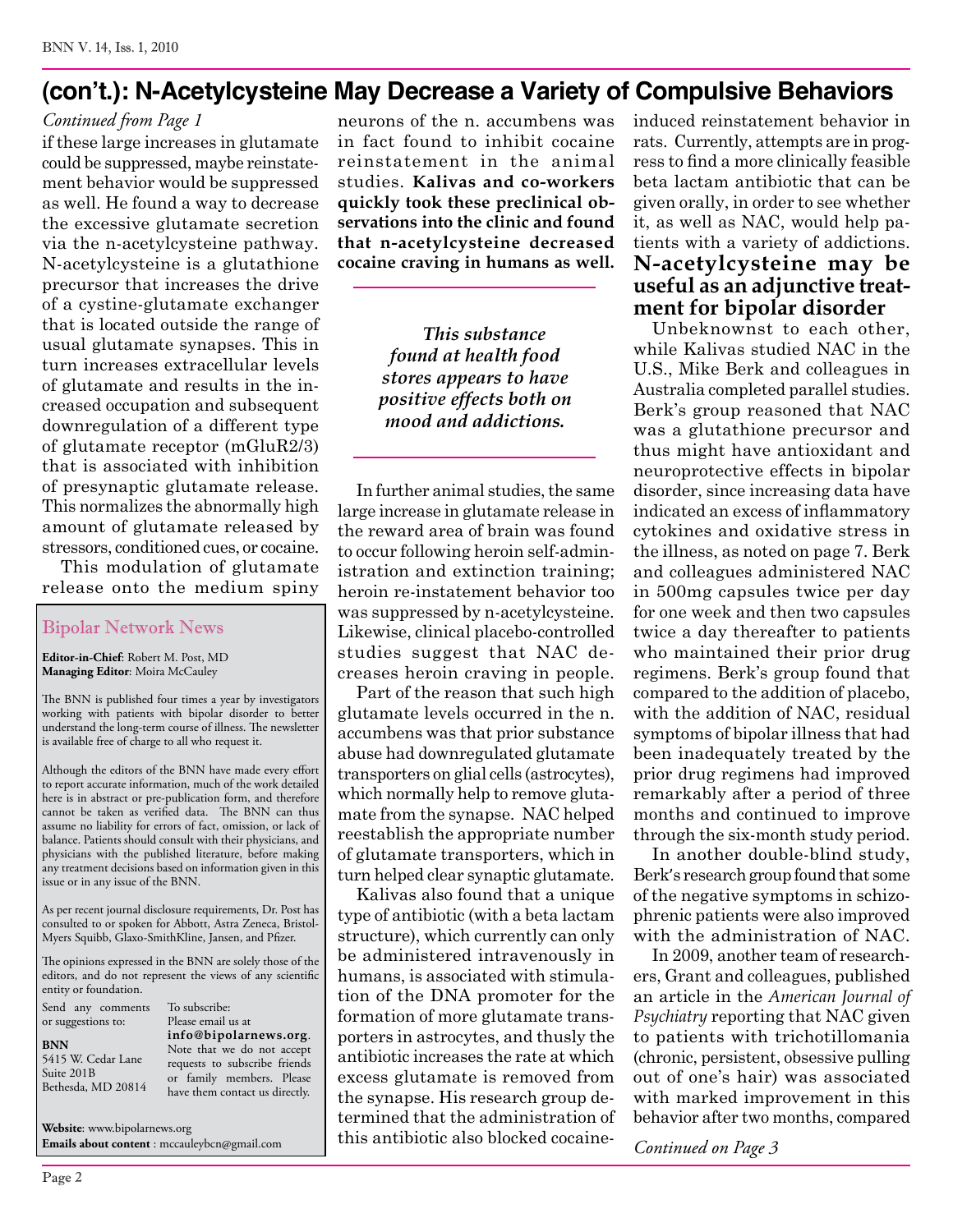## (con't.): N-Acetylcysteine May Decrease a Variety of Compulsive Behaviors

*Continued from Page 1*

if these large increases in glutamate could be suppressed, maybe reinstatement behavior would be suppressed as well. He found a way to decrease the excessive glutamate secretion via the n-acetylcysteine pathway. N-acetylcysteine is a glutathione precursor that increases the drive of a cystine-glutamate exchanger that is located outside the range of usual glutamate synapses. This in turn increases extracellular levels of glutamate and results in the increased occupation and subsequent downregulation of a different type of glutamate receptor (mGluR2/3) that is associated with inhibition of presynaptic glutamate release. This normalizes the abnormally high amount of glutamate released by stressors, conditioned cues, or cocaine.

This modulation of glutamate release onto the medium spiny neurons of the n. accumbens was in fact found to inhibit cocaine reinstatement in the animal studies. **Kalivas and co-workers quickly took these preclinical observations into the clinic and found that n-acetylcysteine decreased cocaine craving in humans as well.**

> *This substance found at health food stores appears to have positive effects both on mood and addictions.*

In further animal studies, the same large increase in glutamate release in the reward area of brain was found to occur following heroin self-administration and extinction training; heroin re-instatement behavior too was suppressed by n-acetylcysteine. Likewise, clinical placebo-controlled studies suggest that NAC decreases heroin craving in people.

Part of the reason that such high glutamate levels occurred in the n. accumbens was that prior substance abuse had downregulated glutamate transporters on glial cells (astrocytes), which normally help to remove glutamate from the synapse. NAC helped reestablish the appropriate number of glutamate transporters, which in turn helped clear synaptic glutamate.

Kalivas also found that a unique type of antibiotic (with a beta lactam structure), which currently can only be administered intravenously in humans, is associated with stimulation of the DNA promoter for the formation of more glutamate transporters in astrocytes, and thusly the antibiotic increases the rate at which excess glutamate is removed from the synapse. His research group determined that the administration of this antibiotic also blocked cocaine-induced reinstatement behavior in rats. Currently, attempts are in progress to find a more clinically feasible beta lactam antibiotic that can be given orally, in order to see whether it, as well as NAC, would help patients with a variety of addictions.

### N-acetylcysteine may be useful as an adjunctive treatment for bipolar disorder

Unbeknownst to each other, while Kalivas studied NAC in the U.S., Mike Berk and colleagues in Australia completed parallel studies. Berk's group reasoned that NAC was a glutathione precursor and thus might have antioxidant and neuroprotective effects in bipolar disorder, since increasing data have indicated an excess of inflammatory cytokines and oxidative stress in the illness, as noted on page 7. Berk and colleagues administered NAC in 500mg capsules twice per day for one week and then two capsules twice a day thereafter to patients who maintained their prior drug regimens. Berk's group found that compared to the addition of placebo, with the addition of NAC, residual symptoms of bipolar illness that had been inadequately treated by the prior drug regimens had improved remarkably after a period of three months and continued to improve through the six-month study period.

In another double-blind study, Berk's research group found that some of the negative symptoms in schizophrenic patients were also improved with the administration of NAC.

In 2009, another team of researchers, Grant and colleagues, published an article in the *American Journal of Psychiatry* reporting that NAC given to patients with trichotillomania (chronic, persistent, obsessive pulling out of one's hair) was associated with marked improvement in this behavior after two months, compared

*Continued on Page 3*

---

**Bipolar Network News**

**Editor-in-Chief**: Robert M. Post, MD
**Managing Editor**: Moira McCauley

The BNN is published four times a year by investigators working with patients with bipolar disorder to better understand the long-term course of illness. The newsletter is available free of charge to all who request it.

Although the editors of the BNN have made every effort to report accurate information, much of the work detailed here is in abstract or pre-publication form, and therefore cannot be taken as verified data. The BNN can thus assume no liability for errors of fact, omission, or lack of balance. Patients should consult with their physicians, and physicians with the published literature, before making any treatment decisions based on information given in this issue or in any issue of the BNN.

As per recent journal disclosure requirements, Dr. Post has consulted to or spoken for Abbott, Astra Zeneca, Bristol-Myers Squibb, Glaxo-SmithKline, Jansen, and Pfizer.

The opinions expressed in the BNN are solely those of the editors, and do not represent the views of any scientific entity or foundation.

Send any comments or suggestions to:

**BNN**
5415 W. Cedar Lane
Suite 201B
Bethesda, MD 20814

To subscribe:
Please email us at **info@bipolarnews.org**. Note that we do not accept requests to subscribe friends or family members. Please have them contact us directly.

**Website**: www.bipolarnews.org
**Emails about content** : mccauleybcn@gmail.com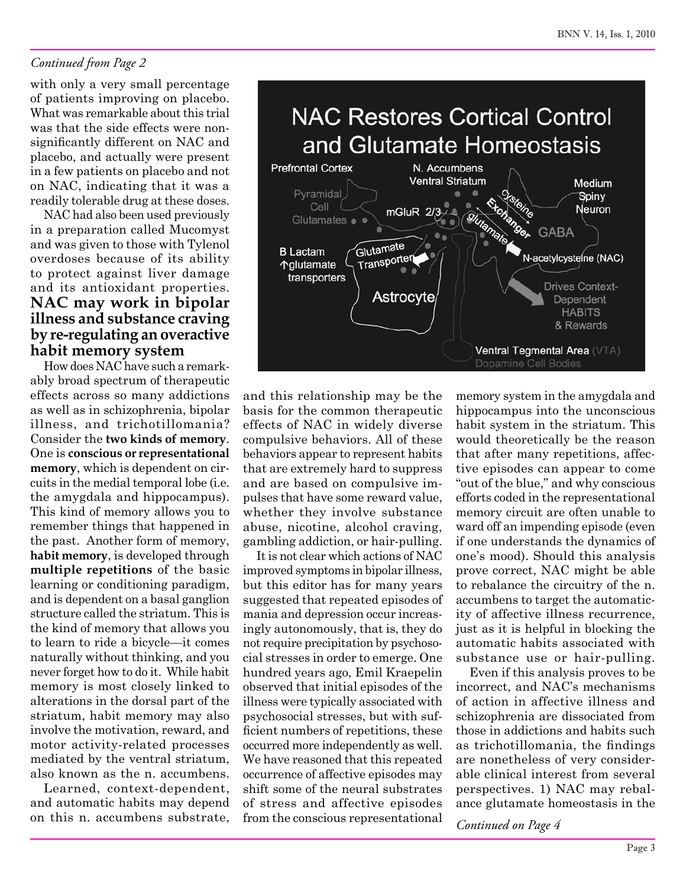*Continued from Page 2*

with only a very small percentage of patients improving on placebo. What was remarkable about this trial was that the side effects were non-significantly different on NAC and placebo, and actually were present in a few patients on placebo and not on NAC, indicating that it was a readily tolerable drug at these doses.

NAC had also been used previously in a preparation called Mucomyst and was given to those with Tylenol overdoses because of its ability to protect against liver damage and its antioxidant properties.

## NAC may work in bipolar illness and substance craving by re-regulating an overactive habit memory system

How does NAC have such a remarkably broad spectrum of therapeutic effects across so many addictions as well as in schizophrenia, bipolar illness, and trichotillomania? Consider the **two kinds of memory**. One is **conscious or representational memory**, which is dependent on circuits in the medial temporal lobe (i.e. the amygdala and hippocampus). This kind of memory allows you to remember things that happened in the past. Another form of memory, **habit memory**, is developed through **multiple repetitions** of the basic learning or conditioning paradigm, and is dependent on a basal ganglion structure called the striatum. This is the kind of memory that allows you to learn to ride a bicycle—it comes naturally without thinking, and you never forget how to do it. While habit memory is most closely linked to alterations in the dorsal part of the striatum, habit memory may also involve the motivation, reward, and motor activity-related processes mediated by the ventral striatum, also known as the n. accumbens.

Learned, context-dependent, and automatic habits may depend on this n. accumbens substrate, and this relationship may be the basis for the common therapeutic effects of NAC in widely diverse compulsive behaviors. All of these behaviors appear to represent habits that are extremely hard to suppress and are based on compulsive impulses that have some reward value, whether they involve substance abuse, nicotine, alcohol craving, gambling addiction, or hair-pulling.

It is not clear which actions of NAC improved symptoms in bipolar illness, but this editor has for many years suggested that repeated episodes of mania and depression occur increasingly autonomously, that is, they do not require precipitation by psychosocial stresses in order to emerge. One hundred years ago, Emil Kraepelin observed that initial episodes of the illness were typically associated with psychosocial stresses, but with sufficient numbers of repetitions, these occurred more independently as well. We have reasoned that this repeated occurrence of affective episodes may shift some of the neural substrates of stress and affective episodes from the conscious representational memory system in the amygdala and hippocampus into the unconscious habit system in the striatum. This would theoretically be the reason that after many repetitions, affective episodes can appear to come "out of the blue," and why conscious efforts coded in the representational memory circuit are often unable to ward off an impending episode (even if one understands the dynamics of one's mood). Should this analysis prove correct, NAC might be able to rebalance the circuitry of the n. accumbens to target the automaticity of affective illness recurrence, just as it is helpful in blocking the automatic habits associated with substance use or hair-pulling.

Even if this analysis proves to be incorrect, and NAC's mechanisms of action in affective illness and schizophrenia are dissociated from those in addictions and habits such as trichotillomania, the findings are nonetheless of very considerable clinical interest from several perspectives. 1) NAC may rebalance glutamate homeostasis in the

*Continued on Page 4*

**NAC Restores Cortical Control and Glutamate Homeostasis**

Prefrontal Cortex — Pyramidal Cell Glutamates; N. Accumbens Ventral Striatum; mGluR 2/3; Cysteine Exchanger glutamate; Medium Spiny Neuron; GABA; N-acetylcysteine (NAC); B Lactam ↑glutamate transporters; Glutamate Transporter; Astrocyte; Drives Context-Dependent HABITS & Rewards; Ventral Tegmental Area (VTA) Dopamine Cell Bodies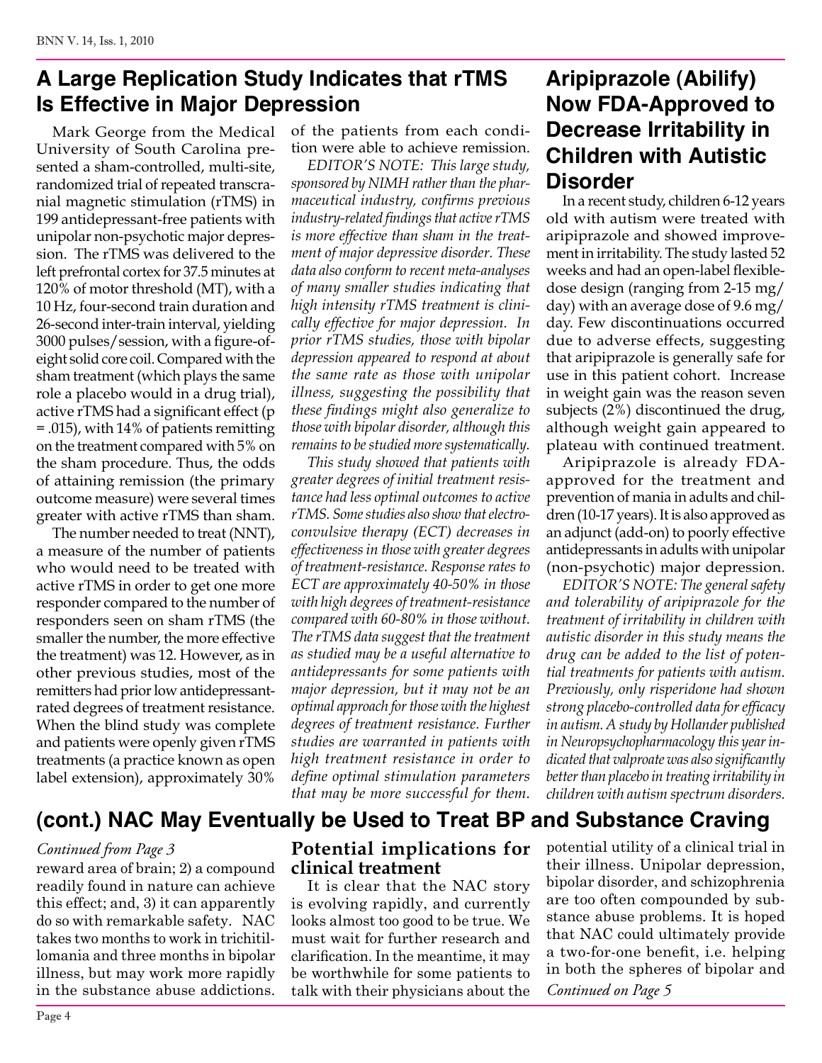## A Large Replication Study Indicates that rTMS Is Effective in Major Depression

Mark George from the Medical University of South Carolina presented a sham-controlled, multi-site, randomized trial of repeated transcranial magnetic stimulation (rTMS) in 199 antidepressant-free patients with unipolar non-psychotic major depression. The rTMS was delivered to the left prefrontal cortex for 37.5 minutes at 120% of motor threshold (MT), with a 10 Hz, four-second train duration and 26-second inter-train interval, yielding 3000 pulses/session, with a figure-of-eight solid core coil. Compared with the sham treatment (which plays the same role a placebo would in a drug trial), active rTMS had a significant effect ($p = .015$), with 14% of patients remitting on the treatment compared with 5% on the sham procedure. Thus, the odds of attaining remission (the primary outcome measure) were several times greater with active rTMS than sham.

The number needed to treat (NNT), a measure of the number of patients who would need to be treated with active rTMS in order to get one more responder compared to the number of responders seen on sham rTMS (the smaller the number, the more effective the treatment) was 12. However, as in other previous studies, most of the remitters had prior low antidepressant-rated degrees of treatment resistance. When the blind study was complete and patients were openly given rTMS treatments (a practice known as open label extension), approximately 30% of the patients from each condition were able to achieve remission.

*EDITOR'S NOTE: This large study, sponsored by NIMH rather than the pharmaceutical industry, confirms previous industry-related findings that active rTMS is more effective than sham in the treatment of major depressive disorder. These data also conform to recent meta-analyses of many smaller studies indicating that high intensity rTMS treatment is clinically effective for major depression. In prior rTMS studies, those with bipolar depression appeared to respond at about the same rate as those with unipolar illness, suggesting the possibility that these findings might also generalize to those with bipolar disorder, although this remains to be studied more systematically.*

*This study showed that patients with greater degrees of initial treatment resistance had less optimal outcomes to active rTMS. Some studies also show that electroconvulsive therapy (ECT) decreases in effectiveness in those with greater degrees of treatment-resistance. Response rates to ECT are approximately 40-50% in those with high degrees of treatment-resistance compared with 60-80% in those without. The rTMS data suggest that the treatment as studied may be a useful alternative to antidepressants for some patients with major depression, but it may not be an optimal approach for those with the highest degrees of treatment resistance. Further studies are warranted in patients with high treatment resistance in order to define optimal stimulation parameters that may be more successful for them.*

## Aripiprazole (Abilify) Now FDA-Approved to Decrease Irritability in Children with Autistic Disorder

In a recent study, children 6-12 years old with autism were treated with aripiprazole and showed improvement in irritability. The study lasted 52 weeks and had an open-label flexible-dose design (ranging from 2-15 mg/day) with an average dose of 9.6 mg/day. Few discontinuations occurred due to adverse effects, suggesting that aripiprazole is generally safe for use in this patient cohort. Increase in weight gain was the reason seven subjects (2%) discontinued the drug, although weight gain appeared to plateau with continued treatment.

Aripiprazole is already FDA-approved for the treatment and prevention of mania in adults and children (10-17 years). It is also approved as an adjunct (add-on) to poorly effective antidepressants in adults with unipolar (non-psychotic) major depression.

*EDITOR'S NOTE: The general safety and tolerability of aripiprazole for the treatment of irritability in children with autistic disorder in this study means the drug can be added to the list of potential treatments for patients with autism. Previously, only risperidone had shown strong placebo-controlled data for efficacy in autism. A study by Hollander published in Neuropsychopharmacology this year indicated that valproate was also significantly better than placebo in treating irritability in children with autism spectrum disorders.*

## (cont.) NAC May Eventually be Used to Treat BP and Substance Craving

*Continued from Page 3*

reward area of brain; 2) a compound readily found in nature can achieve this effect; and, 3) it can apparently do so with remarkable safety. NAC takes two months to work in trichitillomania and three months in bipolar illness, but may work more rapidly in the substance abuse addictions.

### Potential implications for clinical treatment

It is clear that the NAC story is evolving rapidly, and currently looks almost too good to be true. We must wait for further research and clarification. In the meantime, it may be worthwhile for some patients to talk with their physicians about the potential utility of a clinical trial in their illness. Unipolar depression, bipolar disorder, and schizophrenia are too often compounded by substance abuse problems. It is hoped that NAC could ultimately provide a two-for-one benefit, i.e. helping in both the spheres of bipolar and

*Continued on Page 5*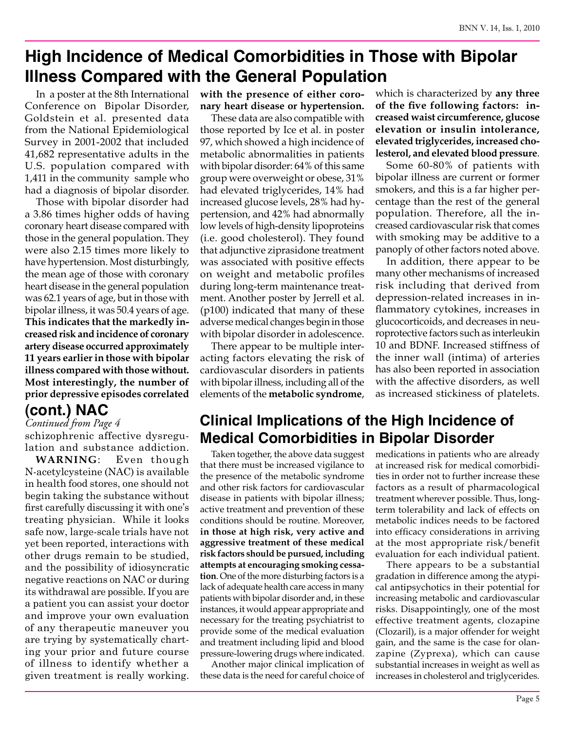## High Incidence of Medical Comorbidities in Those with Bipolar Illness Compared with the General Population

In a poster at the 8th International Conference on Bipolar Disorder, Goldstein et al. presented data from the National Epidemiological Survey in 2001-2002 that included 41,682 representative adults in the U.S. population compared with 1,411 in the community sample who had a diagnosis of bipolar disorder.

Those with bipolar disorder had a 3.86 times higher odds of having coronary heart disease compared with those in the general population. They were also 2.15 times more likely to have hypertension. Most disturbingly, the mean age of those with coronary heart disease in the general population was 62.1 years of age, but in those with bipolar illness, it was 50.4 years of age. **This indicates that the markedly increased risk and incidence of coronary artery disease occurred approximately 11 years earlier in those with bipolar illness compared with those without. Most interestingly, the number of prior depressive episodes correlated with the presence of either coronary heart disease or hypertension.**

These data are also compatible with those reported by Ice et al. in poster 97, which showed a high incidence of metabolic abnormalities in patients with bipolar disorder: 64% of this same group were overweight or obese, 31% had elevated triglycerides, 14% had increased glucose levels, 28% had hypertension, and 42% had abnormally low levels of high-density lipoproteins (i.e. good cholesterol). They found that adjunctive ziprasidone treatment was associated with positive effects on weight and metabolic profiles during long-term maintenance treatment. Another poster by Jerrell et al. (p100) indicated that many of these adverse medical changes begin in those with bipolar disorder in adolescence.

There appear to be multiple interacting factors elevating the risk of cardiovascular disorders in patients with bipolar illness, including all of the elements of the **metabolic syndrome**, which is characterized by **any three of the five following factors: increased waist circumference, glucose elevation or insulin intolerance, elevated triglycerides, increased cholesterol, and elevated blood pressure**.

Some 60-80% of patients with bipolar illness are current or former smokers, and this is a far higher percentage than the rest of the general population. Therefore, all the increased cardiovascular risk that comes with smoking may be additive to a panoply of other factors noted above.

In addition, there appear to be many other mechanisms of increased risk including that derived from depression-related increases in inflammatory cytokines, increases in glucocorticoids, and decreases in neuroprotective factors such as interleukin 10 and BDNF. Increased stiffness of the inner wall (intima) of arteries has also been reported in association with the affective disorders, as well as increased stickiness of platelets.

## (cont.) NAC

*Continued from Page 4*

schizophrenic affective dysregulation and substance addiction.

**WARNING**: Even though N-acetylcysteine (NAC) is available in health food stores, one should not begin taking the substance without first carefully discussing it with one's treating physician. While it looks safe now, large-scale trials have not yet been reported, interactions with other drugs remain to be studied, and the possibility of idiosyncratic negative reactions on NAC or during its withdrawal are possible. If you are a patient you can assist your doctor and improve your own evaluation of any therapeutic maneuver you are trying by systematically charting your prior and future course of illness to identify whether a given treatment is really working.

## Clinical Implications of the High Incidence of Medical Comorbidities in Bipolar Disorder

Taken together, the above data suggest that there must be increased vigilance to the presence of the metabolic syndrome and other risk factors for cardiovascular disease in patients with bipolar illness; active treatment and prevention of these conditions should be routine. Moreover, **in those at high risk, very active and aggressive treatment of these medical risk factors should be pursued, including attempts at encouraging smoking cessation**. One of the more disturbing factors is a lack of adequate health care access in many patients with bipolar disorder and, in these instances, it would appear appropriate and necessary for the treating psychiatrist to provide some of the medical evaluation and treatment including lipid and blood pressure-lowering drugs where indicated.

Another major clinical implication of these data is the need for careful choice of medications in patients who are already at increased risk for medical comorbidities in order not to further increase these factors as a result of pharmacological treatment wherever possible. Thus, long-term tolerability and lack of effects on metabolic indices needs to be factored into efficacy considerations in arriving at the most appropriate risk/benefit evaluation for each individual patient.

There appears to be a substantial gradation in difference among the atypical antipsychotics in their potential for increasing metabolic and cardiovascular risks. Disappointingly, one of the most effective treatment agents, clozapine (Clozaril), is a major offender for weight gain, and the same is the case for olanzapine (Zyprexa), which can cause substantial increases in weight as well as increases in cholesterol and triglycerides.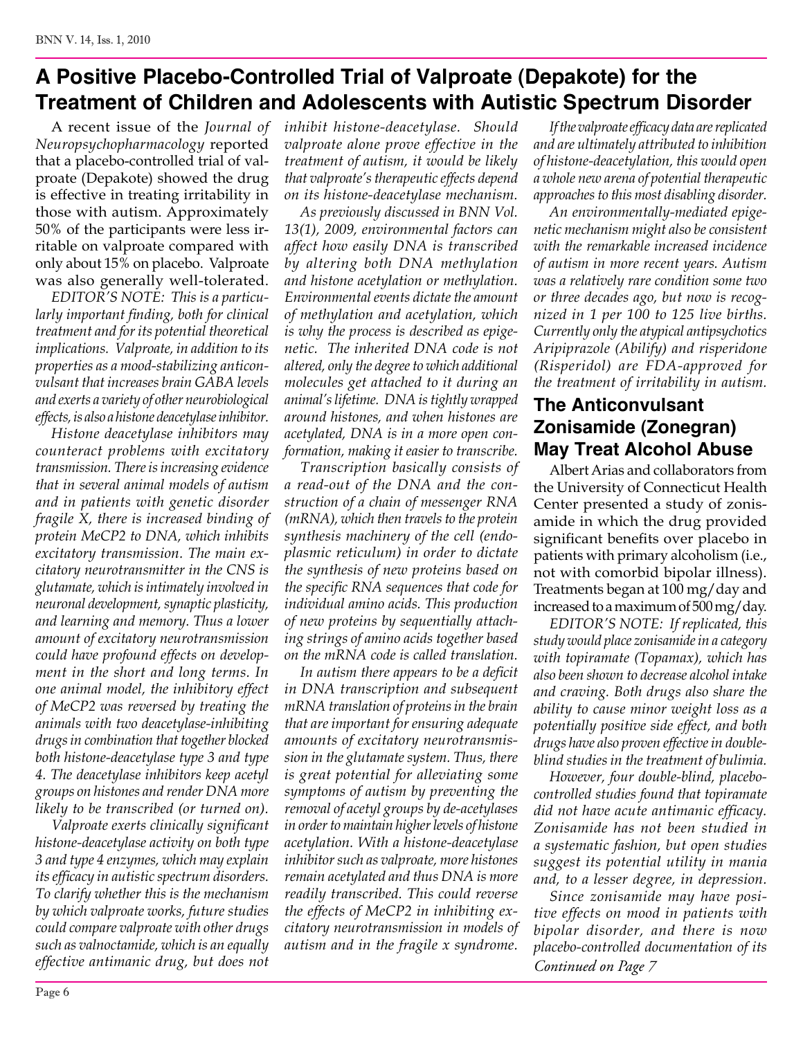## A Positive Placebo-Controlled Trial of Valproate (Depakote) for the Treatment of Children and Adolescents with Autistic Spectrum Disorder

A recent issue of the *Journal of Neuropsychopharmacology* reported that a placebo-controlled trial of valproate (Depakote) showed the drug is effective in treating irritability in those with autism. Approximately 50% of the participants were less irritable on valproate compared with only about 15% on placebo. Valproate was also generally well-tolerated.

*EDITOR'S NOTE: This is a particularly important finding, both for clinical treatment and for its potential theoretical implications. Valproate, in addition to its properties as a mood-stabilizing anticonvulsant that increases brain GABA levels and exerts a variety of other neurobiological effects, is also a histone deacetylase inhibitor.*

*Histone deacetylase inhibitors may counteract problems with excitatory transmission. There is increasing evidence that in several animal models of autism and in patients with genetic disorder fragile X, there is increased binding of protein MeCP2 to DNA, which inhibits excitatory transmission. The main excitatory neurotransmitter in the CNS is glutamate, which is intimately involved in neuronal development, synaptic plasticity, and learning and memory. Thus a lower amount of excitatory neurotransmission could have profound effects on development in the short and long terms. In one animal model, the inhibitory effect of MeCP2 was reversed by treating the animals with two deacetylase-inhibiting drugs in combination that together blocked both histone-deacetylase type 3 and type 4. The deacetylase inhibitors keep acetyl groups on histones and render DNA more likely to be transcribed (or turned on).*

*Valproate exerts clinically significant histone-deacetylase activity on both type 3 and type 4 enzymes, which may explain its efficacy in autistic spectrum disorders. To clarify whether this is the mechanism by which valproate works, future studies could compare valproate with other drugs such as valnoctamide, which is an equally effective antimanic drug, but does not inhibit histone-deacetylase. Should valproate alone prove effective in the treatment of autism, it would be likely that valproate's therapeutic effects depend on its histone-deacetylase mechanism.*

*As previously discussed in BNN Vol. 13(1), 2009, environmental factors can affect how easily DNA is transcribed by altering both DNA methylation and histone acetylation or methylation. Environmental events dictate the amount of methylation and acetylation, which is why the process is described as epigenetic. The inherited DNA code is not altered, only the degree to which additional molecules get attached to it during an animal's lifetime. DNA is tightly wrapped around histones, and when histones are acetylated, DNA is in a more open conformation, making it easier to transcribe.*

*Transcription basically consists of a read-out of the DNA and the construction of a chain of messenger RNA (mRNA), which then travels to the protein synthesis machinery of the cell (endoplasmic reticulum) in order to dictate the synthesis of new proteins based on the specific RNA sequences that code for individual amino acids. This production of new proteins by sequentially attaching strings of amino acids together based on the mRNA code is called translation.*

*In autism there appears to be a deficit in DNA transcription and subsequent mRNA translation of proteins in the brain that are important for ensuring adequate amounts of excitatory neurotransmission in the glutamate system. Thus, there is great potential for alleviating some symptoms of autism by preventing the removal of acetyl groups by de-acetylases in order to maintain higher levels of histone acetylation. With a histone-deacetylase inhibitor such as valproate, more histones remain acetylated and thus DNA is more readily transcribed. This could reverse the effects of MeCP2 in inhibiting excitatory neurotransmission in models of autism and in the fragile x syndrome.*

*If the valproate efficacy data are replicated and are ultimately attributed to inhibition of histone-deacetylation, this would open a whole new arena of potential therapeutic approaches to this most disabling disorder.*

*An environmentally-mediated epigenetic mechanism might also be consistent with the remarkable increased incidence of autism in more recent years. Autism was a relatively rare condition some two or three decades ago, but now is recognized in 1 per 100 to 125 live births. Currently only the atypical antipsychotics Aripiprazole (Abilify) and risperidone (Risperidol) are FDA-approved for the treatment of irritability in autism.*

## The Anticonvulsant Zonisamide (Zonegran) May Treat Alcohol Abuse

Albert Arias and collaborators from the University of Connecticut Health Center presented a study of zonisamide in which the drug provided significant benefits over placebo in patients with primary alcoholism (i.e., not with comorbid bipolar illness). Treatments began at 100 mg/day and increased to a maximum of 500 mg/day.

*EDITOR'S NOTE: If replicated, this study would place zonisamide in a category with topiramate (Topamax), which has also been shown to decrease alcohol intake and craving. Both drugs also share the ability to cause minor weight loss as a potentially positive side effect, and both drugs have also proven effective in double-blind studies in the treatment of bulimia.*

*However, four double-blind, placebo-controlled studies found that topiramate did not have acute antimanic efficacy. Zonisamide has not been studied in a systematic fashion, but open studies suggest its potential utility in mania and, to a lesser degree, in depression.*

*Since zonisamide may have positive effects on mood in patients with bipolar disorder, and there is now placebo-controlled documentation of its*

*Continued on Page 7*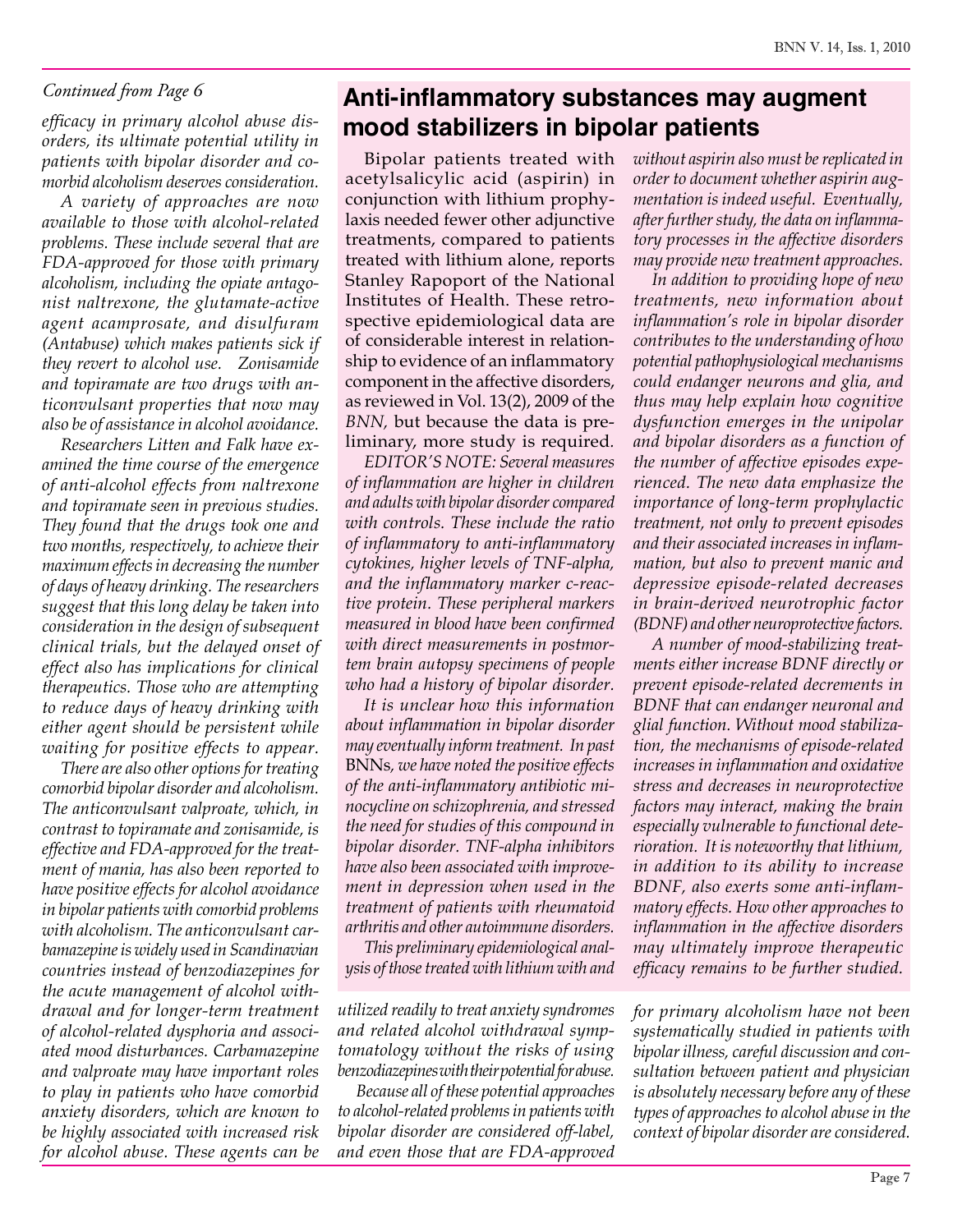*Continued from Page 6*

*efficacy in primary alcohol abuse disorders, its ultimate potential utility in patients with bipolar disorder and comorbid alcoholism deserves consideration.*

*A variety of approaches are now available to those with alcohol-related problems. These include several that are FDA-approved for those with primary alcoholism, including the opiate antagonist naltrexone, the glutamate-active agent acamprosate, and disulfuram (Antabuse) which makes patients sick if they revert to alcohol use. Zonisamide and topiramate are two drugs with anticonvulsant properties that now may also be of assistance in alcohol avoidance.*

*Researchers Litten and Falk have examined the time course of the emergence of anti-alcohol effects from naltrexone and topiramate seen in previous studies. They found that the drugs took one and two months, respectively, to achieve their maximum effects in decreasing the number of days of heavy drinking. The researchers suggest that this long delay be taken into consideration in the design of subsequent clinical trials, but the delayed onset of effect also has implications for clinical therapeutics. Those who are attempting to reduce days of heavy drinking with either agent should be persistent while waiting for positive effects to appear.*

*There are also other options for treating comorbid bipolar disorder and alcoholism. The anticonvulsant valproate, which, in contrast to topiramate and zonisamide, is effective and FDA-approved for the treatment of mania, has also been reported to have positive effects for alcohol avoidance in bipolar patients with comorbid problems with alcoholism. The anticonvulsant carbamazepine is widely used in Scandinavian countries instead of benzodiazepines for the acute management of alcohol withdrawal and for longer-term treatment of alcohol-related dysphoria and associated mood disturbances. Carbamazepine and valproate may have important roles to play in patients who have comorbid anxiety disorders, which are known to be highly associated with increased risk for alcohol abuse. These agents can be utilized readily to treat anxiety syndromes and related alcohol withdrawal symptomatology without the risks of using benzodiazepines with their potential for abuse.*

*Because all of these potential approaches to alcohol-related problems in patients with bipolar disorder are considered off-label, and even those that are FDA-approved for primary alcoholism have not been systematically studied in patients with bipolar illness, careful discussion and consultation between patient and physician is absolutely necessary before any of these types of approaches to alcohol abuse in the context of bipolar disorder are considered.*

## Anti-inflammatory substances may augment mood stabilizers in bipolar patients

Bipolar patients treated with acetylsalicylic acid (aspirin) in conjunction with lithium prophylaxis needed fewer other adjunctive treatments, compared to patients treated with lithium alone, reports Stanley Rapoport of the National Institutes of Health. These retrospective epidemiological data are of considerable interest in relationship to evidence of an inflammatory component in the affective disorders, as reviewed in Vol. 13(2), 2009 of the *BNN*, but because the data is preliminary, more study is required.

*EDITOR'S NOTE: Several measures of inflammation are higher in children and adults with bipolar disorder compared with controls. These include the ratio of inflammatory to anti-inflammatory cytokines, higher levels of TNF-alpha, and the inflammatory marker c-reactive protein. These peripheral markers measured in blood have been confirmed with direct measurements in postmortem brain autopsy specimens of people who had a history of bipolar disorder.*

*It is unclear how this information about inflammation in bipolar disorder may eventually inform treatment. In past* BNNs, *we have noted the positive effects of the anti-inflammatory antibiotic minocycline on schizophrenia, and stressed the need for studies of this compound in bipolar disorder. TNF-alpha inhibitors have also been associated with improvement in depression when used in the treatment of patients with rheumatoid arthritis and other autoimmune disorders.*

*This preliminary epidemiological analysis of those treated with lithium with and without aspirin also must be replicated in order to document whether aspirin augmentation is indeed useful. Eventually, after further study, the data on inflammatory processes in the affective disorders may provide new treatment approaches.*

*In addition to providing hope of new treatments, new information about inflammation's role in bipolar disorder contributes to the understanding of how potential pathophysiological mechanisms could endanger neurons and glia, and thus may help explain how cognitive dysfunction emerges in the unipolar and bipolar disorders as a function of the number of affective episodes experienced. The new data emphasize the importance of long-term prophylactic treatment, not only to prevent episodes and their associated increases in inflammation, but also to prevent manic and depressive episode-related decreases in brain-derived neurotrophic factor (BDNF) and other neuroprotective factors.*

*A number of mood-stabilizing treatments either increase BDNF directly or prevent episode-related decrements in BDNF that can endanger neuronal and glial function. Without mood stabilization, the mechanisms of episode-related increases in inflammation and oxidative stress and decreases in neuroprotective factors may interact, making the brain especially vulnerable to functional deterioration. It is noteworthy that lithium, in addition to its ability to increase BDNF, also exerts some anti-inflammatory effects. How other approaches to inflammation in the affective disorders may ultimately improve therapeutic efficacy remains to be further studied.*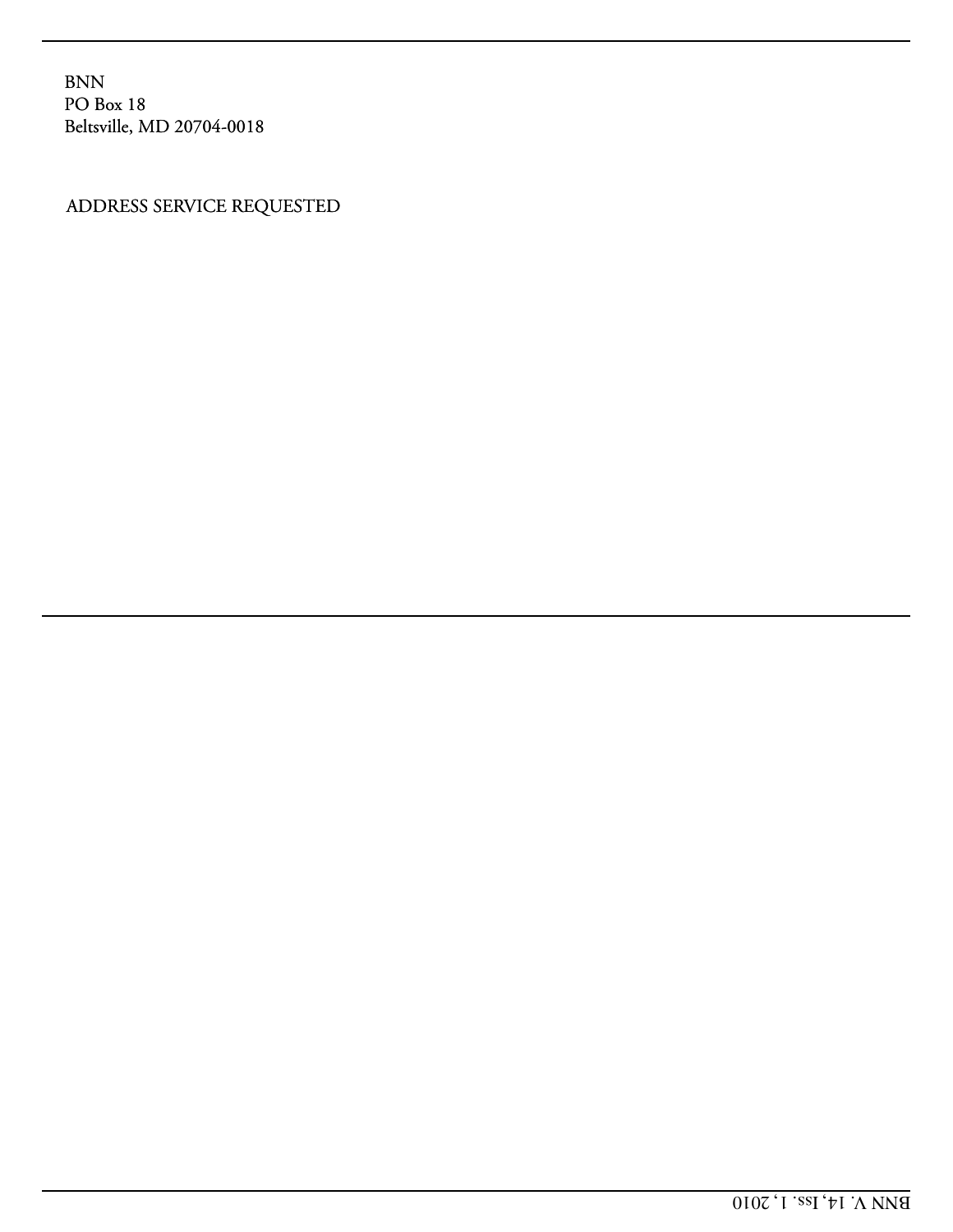BNN
PO Box 18
Beltsville, MD 20704-0018

ADDRESS SERVICE REQUESTED